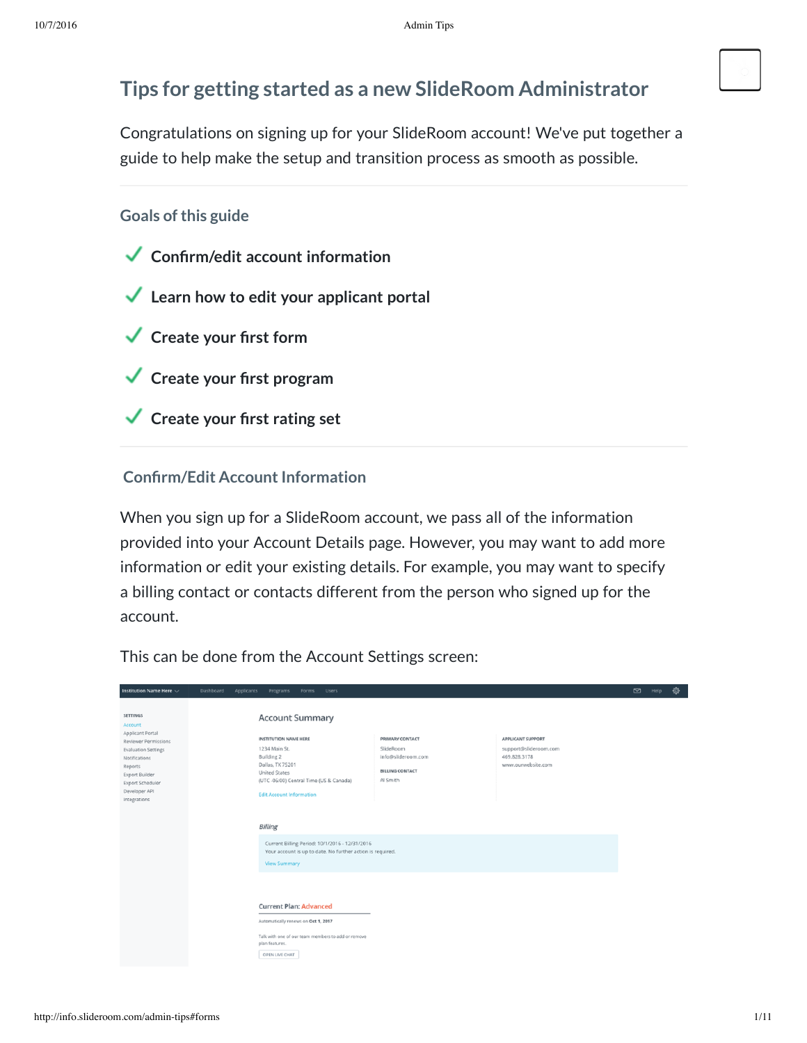# Tips for getting started as a new SlideRoom Administrator

Congratulations on signing up for your SlideRoom account! We've put together a guide to help make the setup and transition process as smooth as possible.

## Goals of this guide

- ✓ **Confirm/edit account information**
- ✓ **Learn how to edit your applicant portal**
- ✓ **Create your first form**
- ✓ **Create your first program**
- ✓ **Create your first rating set**

## Confirm/Edit Account Information

When you sign up for a SlideRoom account, we pass all of the information provided into your Account Details page. However, you may want to add more information or edit your existing details. For example, you may want to specify a billing contact or contacts different from the person who signed up for the account.

This can be done from the Account Settings screen: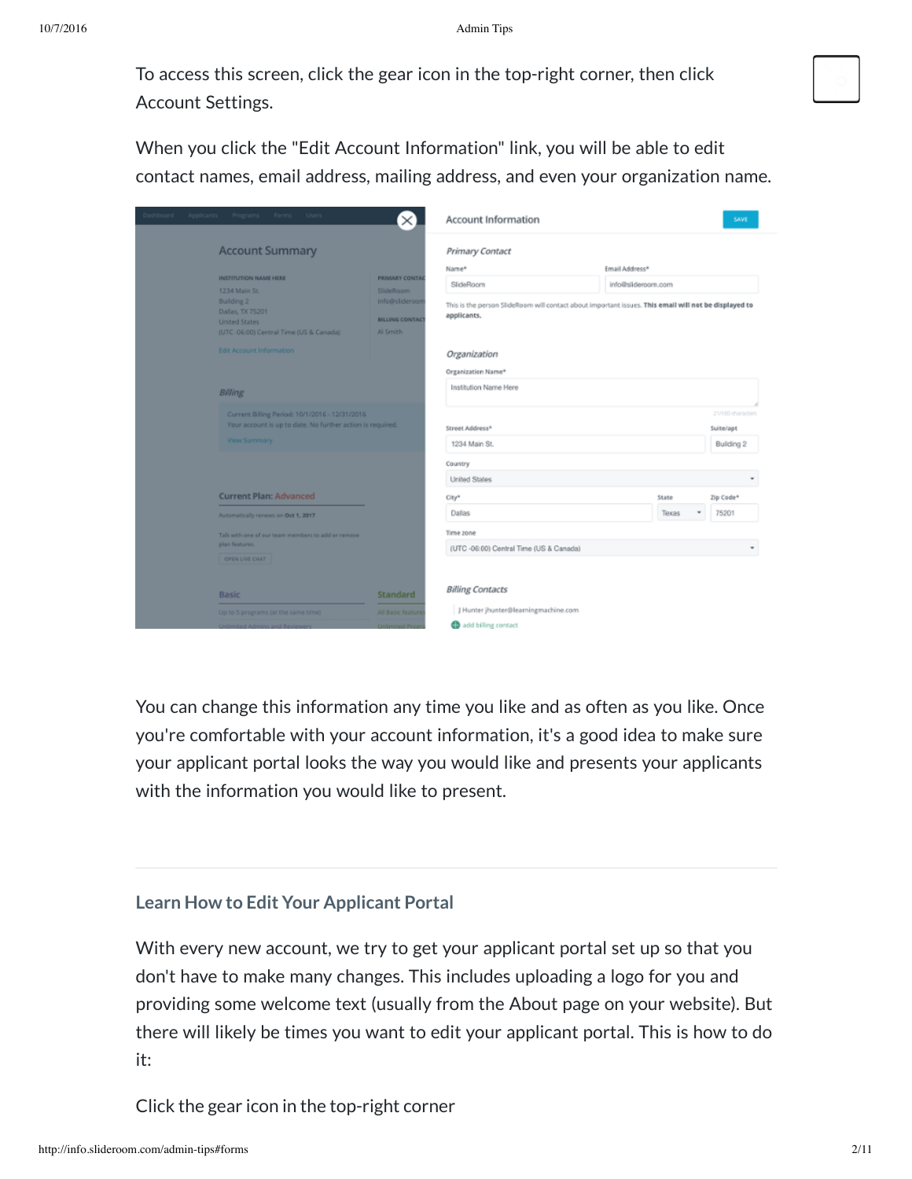To access this screen, click the gear icon in the top-right corner, then click Account Settings.

When you click the "Edit Account Information" link, you will be able to edit contact names, email address, mailing address, and even your organization name.

You can change this information any time you like and as often as you like. Once you're comfortable with your account information, it's a good idea to make sure your applicant portal looks the way you would like and presents your applicants with the information you would like to present.

---

### Learn How to Edit Your Applicant Portal

With every new account, we try to get your applicant portal set up so that you don't have to make many changes. This includes uploading a logo for you and providing some welcome text (usually from the About page on your website). But there will likely be times you want to edit your applicant portal. This is how to do it:

Click the gear icon in the top-right corner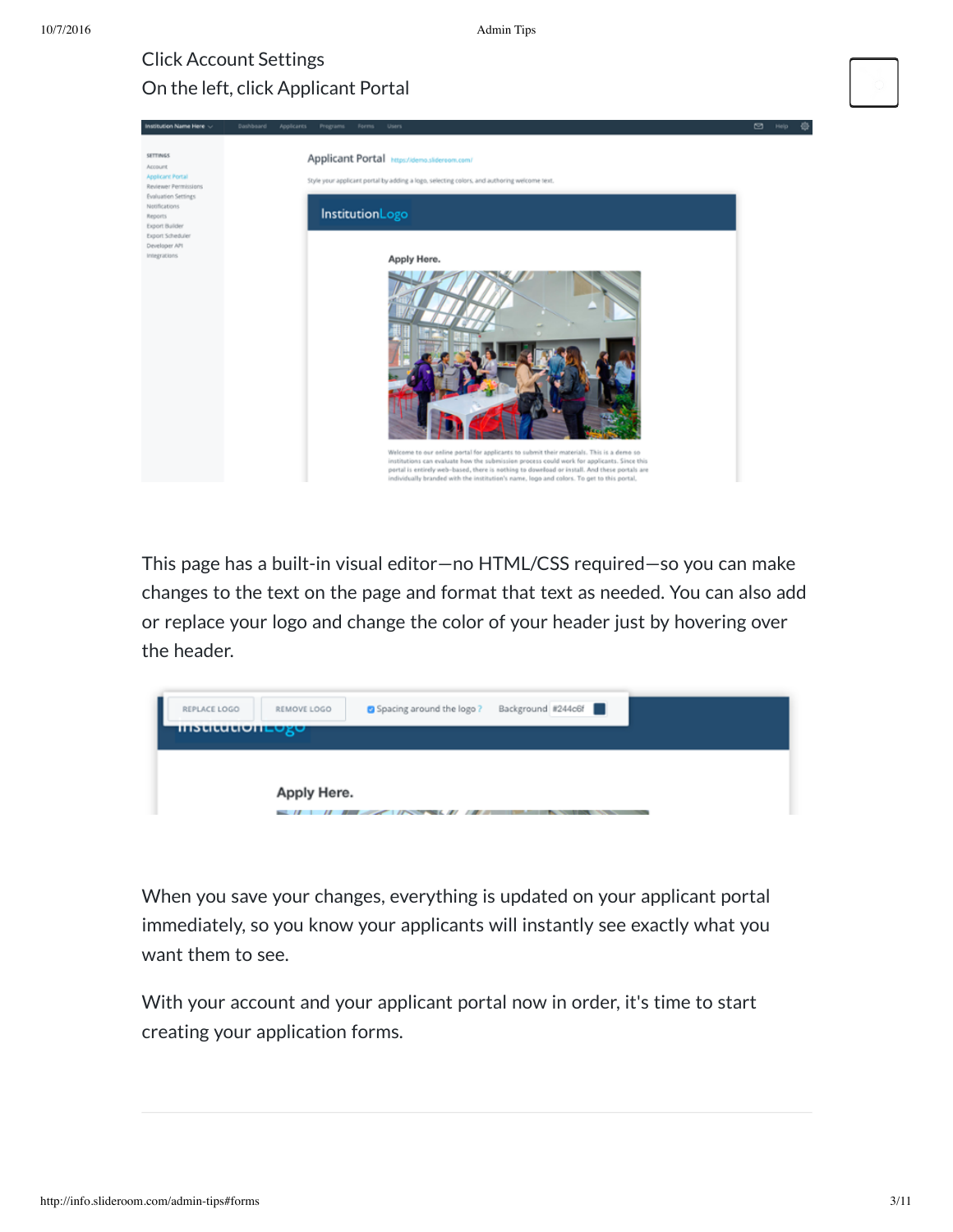Click Account Settings

On the left, click Applicant Portal

This page has a built-in visual editor—no HTML/CSS required—so you can make changes to the text on the page and format that text as needed. You can also add or replace your logo and change the color of your header just by hovering over the header.

When you save your changes, everything is updated on your applicant portal immediately, so you know your applicants will instantly see exactly what you want them to see.

With your account and your applicant portal now in order, it's time to start creating your application forms.

---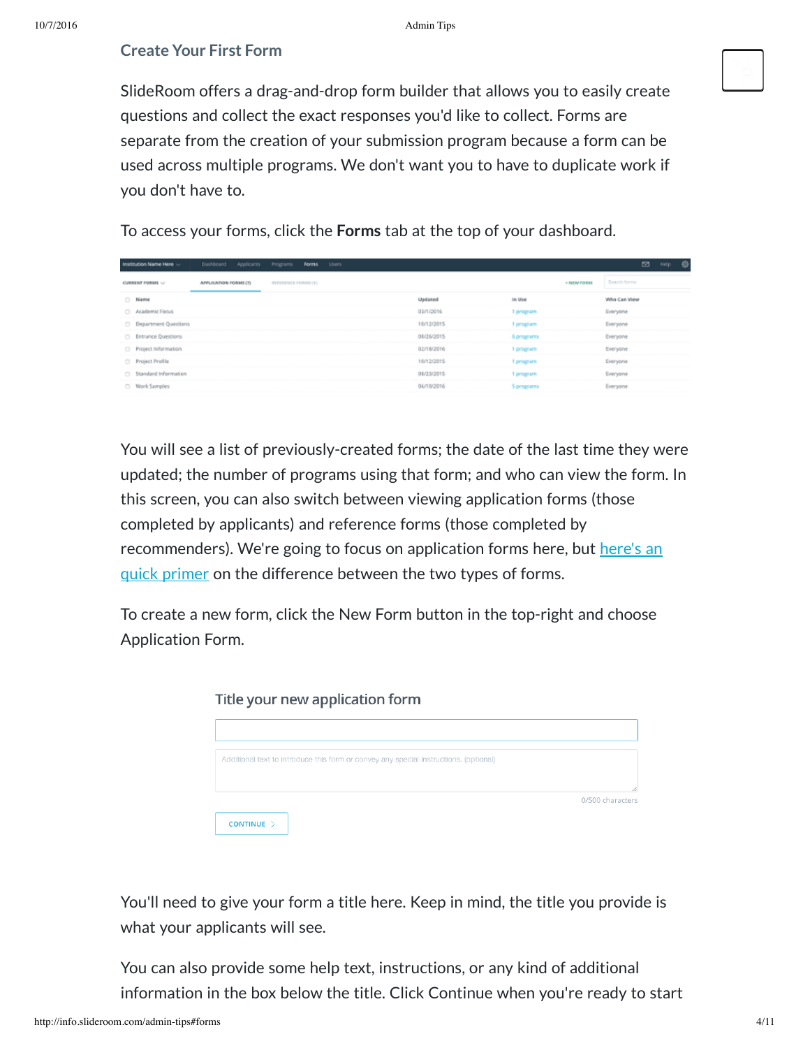## Create Your First Form

SlideRoom offers a drag-and-drop form builder that allows you to easily create questions and collect the exact responses you'd like to collect. Forms are separate from the creation of your submission program because a form can be used across multiple programs. We don't want you to have to duplicate work if you don't have to.

To access your forms, click the **Forms** tab at the top of your dashboard.

You will see a list of previously-created forms; the date of the last time they were updated; the number of programs using that form; and who can view the form. In this screen, you can also switch between viewing application forms (those completed by applicants) and reference forms (those completed by recommenders). We're going to focus on application forms here, but [here's an quick primer]() on the difference between the two types of forms.

To create a new form, click the New Form button in the top-right and choose Application Form.

You'll need to give your form a title here. Keep in mind, the title you provide is what your applicants will see.

You can also provide some help text, instructions, or any kind of additional information in the box below the title. Click Continue when you're ready to start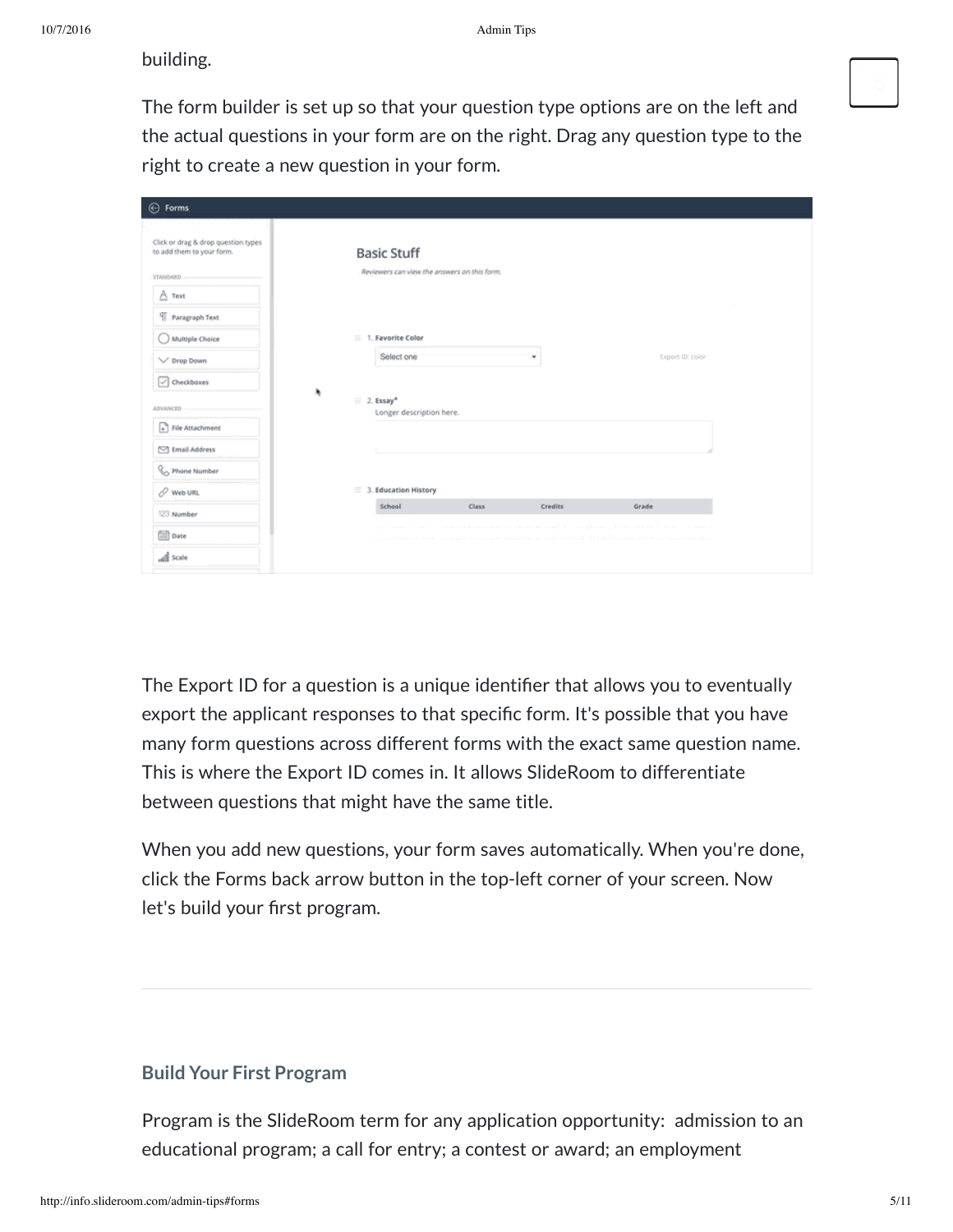building.

The form builder is set up so that your question type options are on the left and the actual questions in your form are on the right. Drag any question type to the right to create a new question in your form.

The Export ID for a question is a unique identifier that allows you to eventually export the applicant responses to that specific form. It's possible that you have many form questions across different forms with the exact same question name. This is where the Export ID comes in. It allows SlideRoom to differentiate between questions that might have the same title.

When you add new questions, your form saves automatically. When you're done, click the Forms back arrow button in the top-left corner of your screen. Now let's build your first program.

---

### Build Your First Program

Program is the SlideRoom term for any application opportunity: admission to an educational program; a call for entry; a contest or award; an employment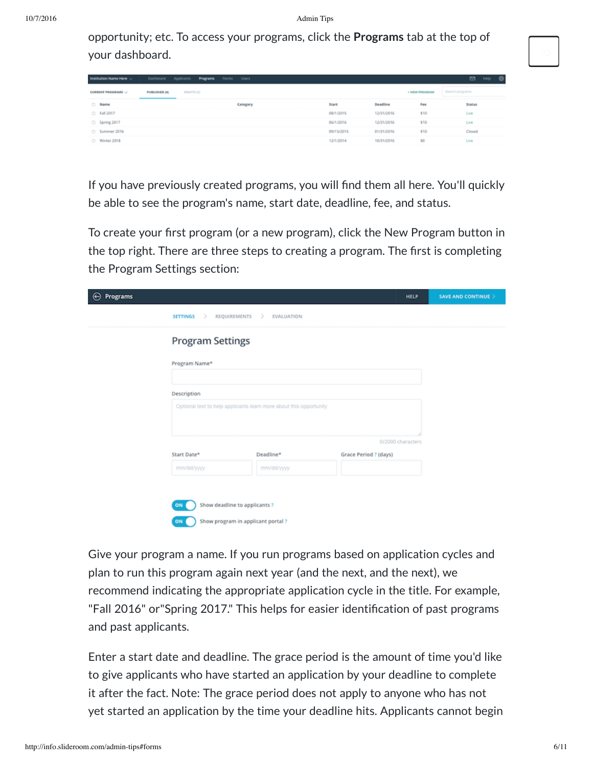opportunity; etc. To access your programs, click the **Programs** tab at the top of your dashboard.

If you have previously created programs, you will find them all here. You'll quickly be able to see the program's name, start date, deadline, fee, and status.

To create your first program (or a new program), click the New Program button in the top right. There are three steps to creating a program. The first is completing the Program Settings section:

Give your program a name. If you run programs based on application cycles and plan to run this program again next year (and the next, and the next), we recommend indicating the appropriate application cycle in the title. For example, "Fall 2016" or"Spring 2017." This helps for easier identification of past programs and past applicants.

Enter a start date and deadline. The grace period is the amount of time you'd like to give applicants who have started an application by your deadline to complete it after the fact. Note: The grace period does not apply to anyone who has not yet started an application by the time your deadline hits. Applicants cannot begin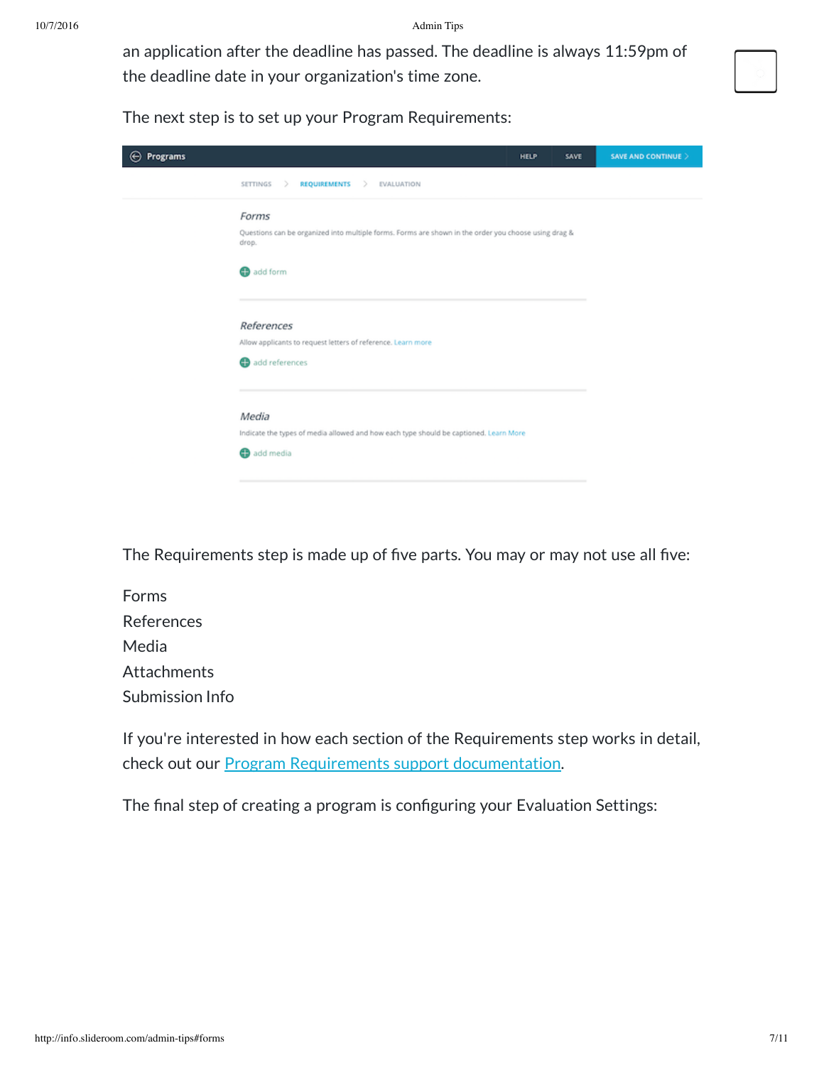an application after the deadline has passed. The deadline is always 11:59pm of the deadline date in your organization's time zone.

The next step is to set up your Program Requirements:

The Requirements step is made up of five parts. You may or may not use all five:

Forms
References
Media
Attachments
Submission Info

If you're interested in how each section of the Requirements step works in detail, check out our [Program Requirements support documentation](#).

The final step of creating a program is configuring your Evaluation Settings: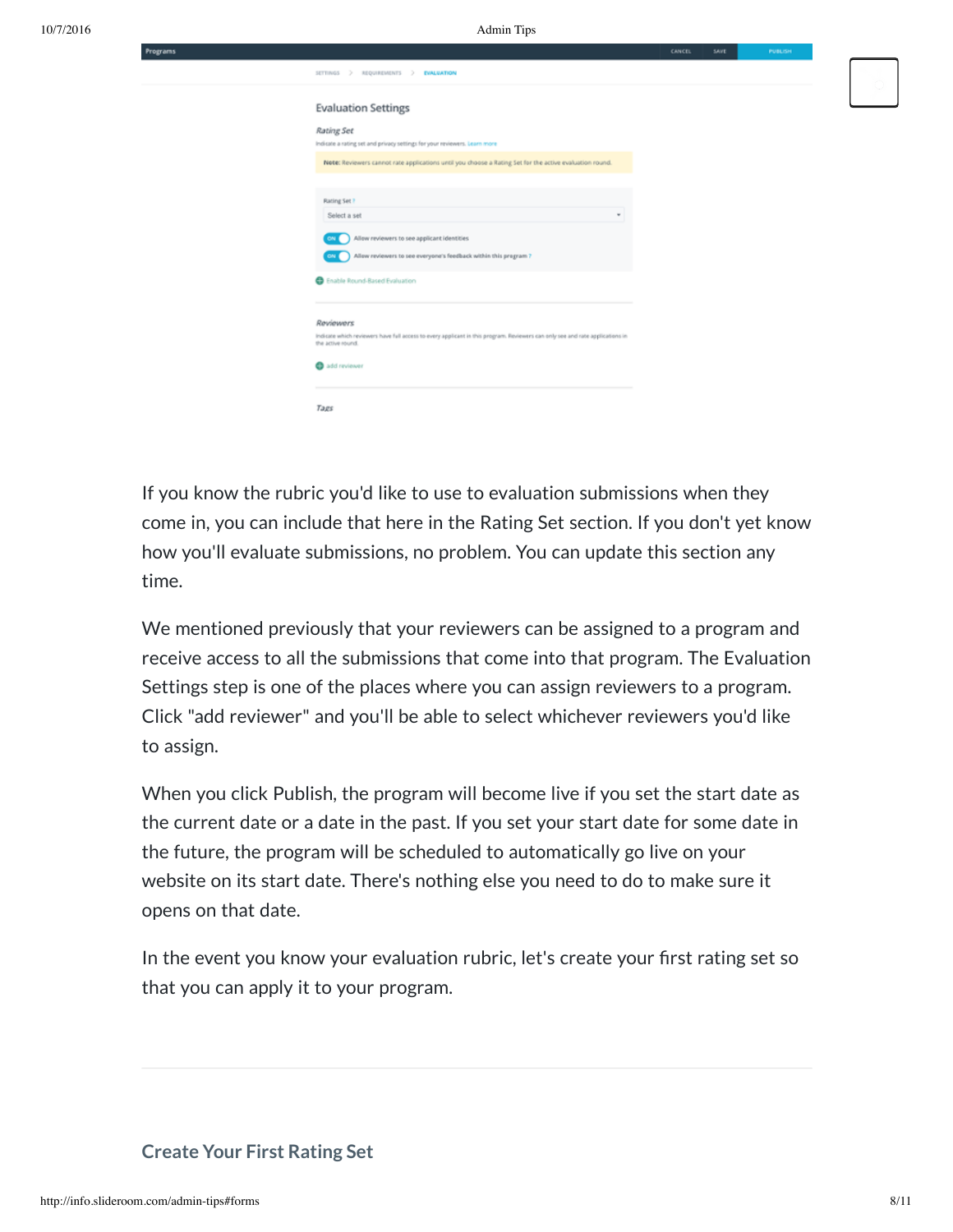If you know the rubric you'd like to use to evaluation submissions when they come in, you can include that here in the Rating Set section. If you don't yet know how you'll evaluate submissions, no problem. You can update this section any time.

We mentioned previously that your reviewers can be assigned to a program and receive access to all the submissions that come into that program. The Evaluation Settings step is one of the places where you can assign reviewers to a program. Click "add reviewer" and you'll be able to select whichever reviewers you'd like to assign.

When you click Publish, the program will become live if you set the start date as the current date or a date in the past. If you set your start date for some date in the future, the program will be scheduled to automatically go live on your website on its start date. There's nothing else you need to do to make sure it opens on that date.

In the event you know your evaluation rubric, let's create your first rating set so that you can apply it to your program.

---

## Create Your First Rating Set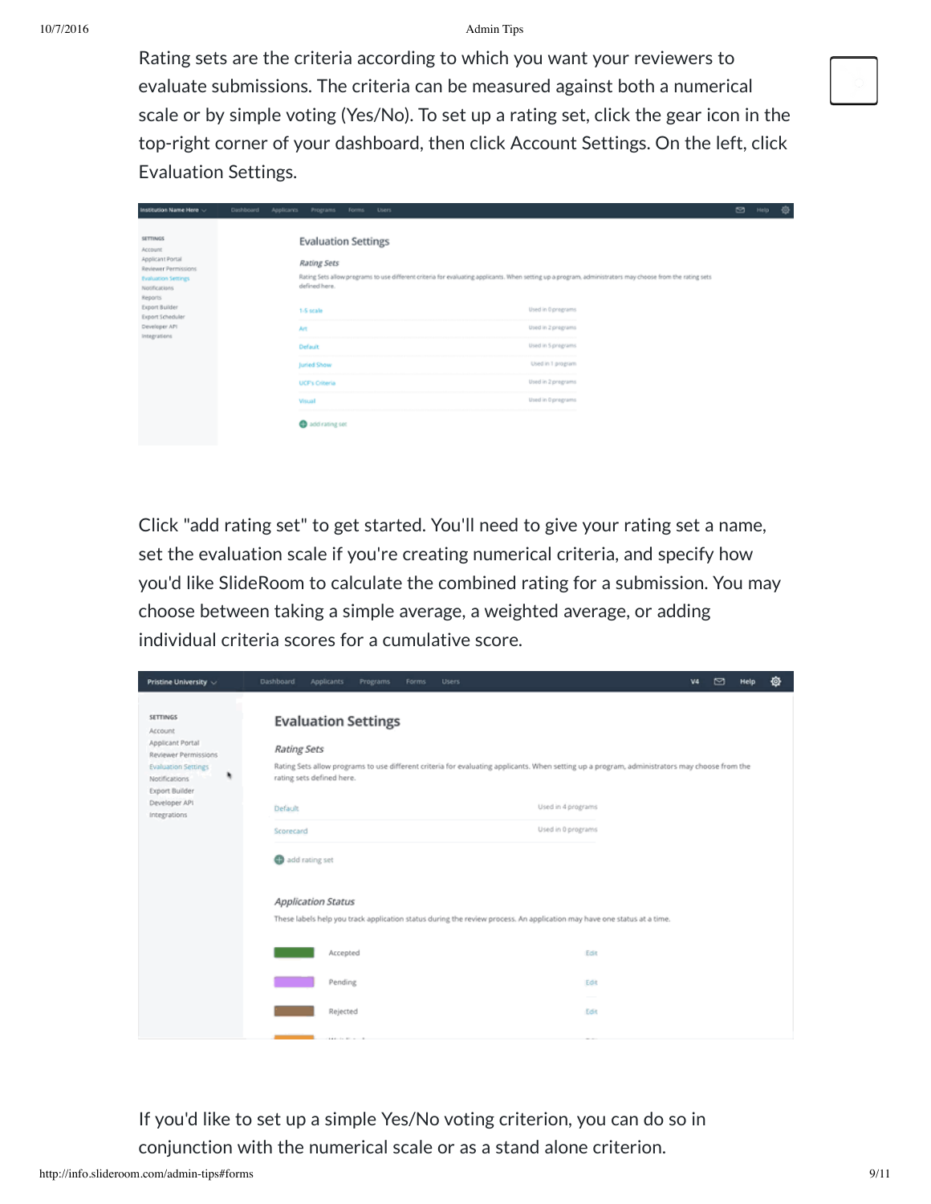Rating sets are the criteria according to which you want your reviewers to evaluate submissions. The criteria can be measured against both a numerical scale or by simple voting (Yes/No). To set up a rating set, click the gear icon in the top-right corner of your dashboard, then click Account Settings. On the left, click Evaluation Settings.

Click "add rating set" to get started. You'll need to give your rating set a name, set the evaluation scale if you're creating numerical criteria, and specify how you'd like SlideRoom to calculate the combined rating for a submission. You may choose between taking a simple average, a weighted average, or adding individual criteria scores for a cumulative score.

If you'd like to set up a simple Yes/No voting criterion, you can do so in conjunction with the numerical scale or as a stand alone criterion.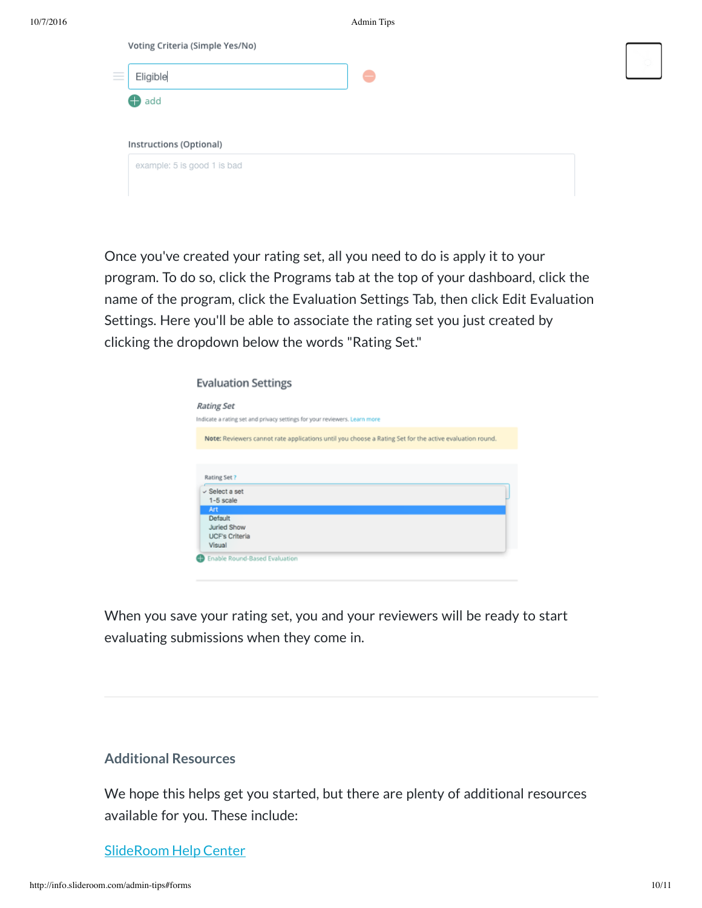Voting Criteria (Simple Yes/No)

Eligible

add

Instructions (Optional)

example: 5 is good 1 is bad

Once you've created your rating set, all you need to do is apply it to your program. To do so, click the Programs tab at the top of your dashboard, click the name of the program, click the Evaluation Settings Tab, then click Edit Evaluation Settings. Here you'll be able to associate the rating set you just created by clicking the dropdown below the words "Rating Set."

Evaluation Settings

*Rating Set*

Indicate a rating set and privacy settings for your reviewers. Learn more

**Note:** Reviewers cannot rate applications until you choose a Rating Set for the active evaluation round.

Rating Set ?

- Select a set
- 1-5 scale
- Art
- Default
- Juried Show
- UCF's Criteria
- Visual

Enable Round-Based Evaluation

When you save your rating set, you and your reviewers will be ready to start evaluating submissions when they come in.

---

## Additional Resources

We hope this helps get you started, but there are plenty of additional resources available for you. These include:

[SlideRoom Help Center]()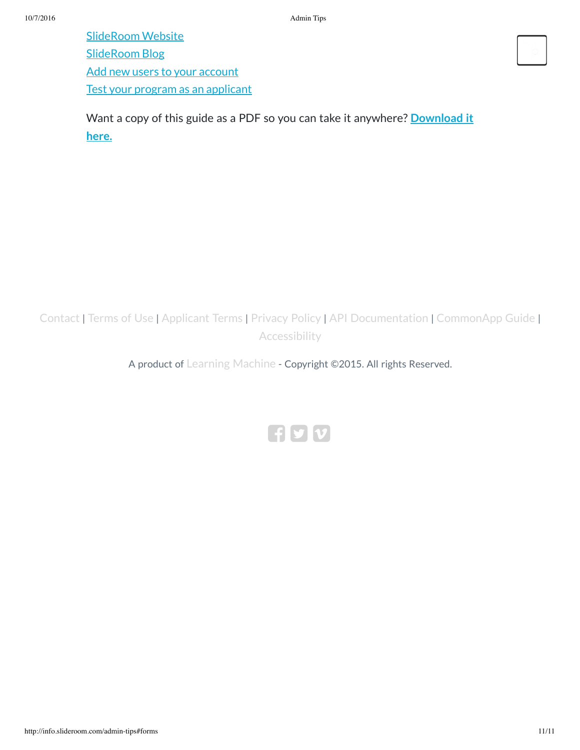[SlideRoom Website](#)
[SlideRoom Blog](#)
[Add new users to your account](#)
[Test your program as an applicant](#)

Want a copy of this guide as a PDF so you can take it anywhere? **Download it here.**

Contact | Terms of Use | Applicant Terms | Privacy Policy | API Documentation | CommonApp Guide | Accessibility

A product of Learning Machine - Copyright ©2015. All rights Reserved.